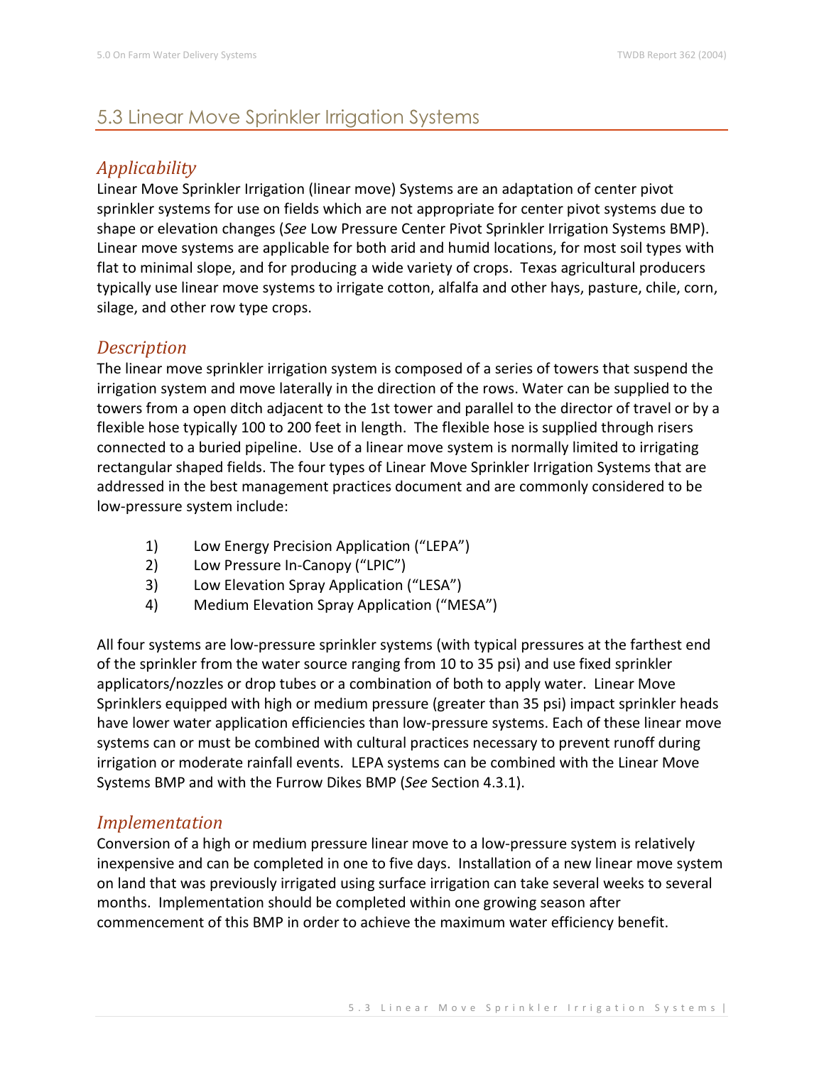## 5.3 Linear Move Sprinkler Irrigation Systems

### *Applicability*

Linear Move Sprinkler Irrigation (linear move) Systems are an adaptation of center pivot sprinkler systems for use on fields which are not appropriate for center pivot systems due to shape or elevation changes (*See* Low Pressure Center Pivot Sprinkler Irrigation Systems BMP). Linear move systems are applicable for both arid and humid locations, for most soil types with flat to minimal slope, and for producing a wide variety of crops. Texas agricultural producers typically use linear move systems to irrigate cotton, alfalfa and other hays, pasture, chile, corn, silage, and other row type crops.

### *Description*

The linear move sprinkler irrigation system is composed of a series of towers that suspend the irrigation system and move laterally in the direction of the rows. Water can be supplied to the towers from a open ditch adjacent to the 1st tower and parallel to the director of travel or by a flexible hose typically 100 to 200 feet in length. The flexible hose is supplied through risers connected to a buried pipeline. Use of a linear move system is normally limited to irrigating rectangular shaped fields. The four types of Linear Move Sprinkler Irrigation Systems that are addressed in the best management practices document and are commonly considered to be low-pressure system include:

1) Low Energy Precision Application ("LEPA")
2) Low Pressure In-Canopy ("LPIC")
3) Low Elevation Spray Application ("LESA")
4) Medium Elevation Spray Application ("MESA")

All four systems are low-pressure sprinkler systems (with typical pressures at the farthest end of the sprinkler from the water source ranging from 10 to 35 psi) and use fixed sprinkler applicators/nozzles or drop tubes or a combination of both to apply water. Linear Move Sprinklers equipped with high or medium pressure (greater than 35 psi) impact sprinkler heads have lower water application efficiencies than low-pressure systems. Each of these linear move systems can or must be combined with cultural practices necessary to prevent runoff during irrigation or moderate rainfall events. LEPA systems can be combined with the Linear Move Systems BMP and with the Furrow Dikes BMP (*See* Section 4.3.1).

### *Implementation*

Conversion of a high or medium pressure linear move to a low-pressure system is relatively inexpensive and can be completed in one to five days. Installation of a new linear move system on land that was previously irrigated using surface irrigation can take several weeks to several months. Implementation should be completed within one growing season after commencement of this BMP in order to achieve the maximum water efficiency benefit.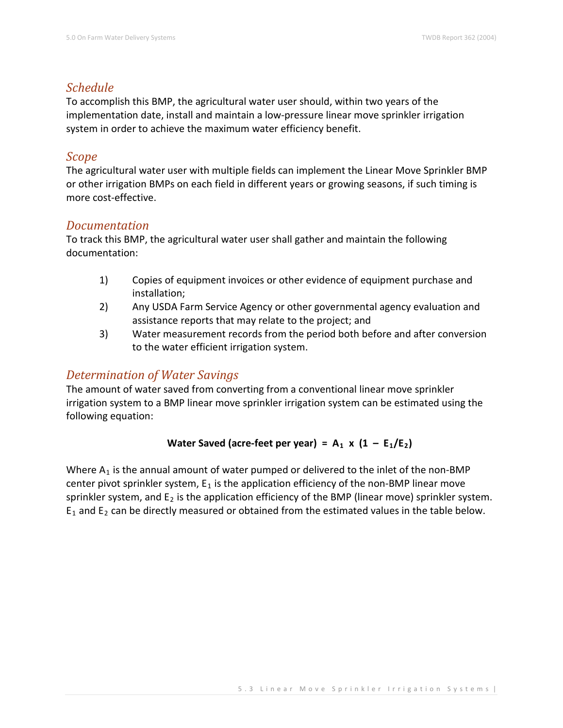### *Schedule*

To accomplish this BMP, the agricultural water user should, within two years of the implementation date, install and maintain a low-pressure linear move sprinkler irrigation system in order to achieve the maximum water efficiency benefit.

### *Scope*

The agricultural water user with multiple fields can implement the Linear Move Sprinkler BMP or other irrigation BMPs on each field in different years or growing seasons, if such timing is more cost-effective.

### *Documentation*

To track this BMP, the agricultural water user shall gather and maintain the following documentation:

1) Copies of equipment invoices or other evidence of equipment purchase and installation;
2) Any USDA Farm Service Agency or other governmental agency evaluation and assistance reports that may relate to the project; and
3) Water measurement records from the period both before and after conversion to the water efficient irrigation system.

### *Determination of Water Savings*

The amount of water saved from converting from a conventional linear move sprinkler irrigation system to a BMP linear move sprinkler irrigation system can be estimated using the following equation:

$$\textbf{Water Saved (acre-feet per year)} = A_1 \times (1 - E_1/E_2)$$

Where $A_1$ is the annual amount of water pumped or delivered to the inlet of the non-BMP center pivot sprinkler system, $E_1$ is the application efficiency of the non-BMP linear move sprinkler system, and $E_2$ is the application efficiency of the BMP (linear move) sprinkler system. $E_1$ and $E_2$ can be directly measured or obtained from the estimated values in the table below.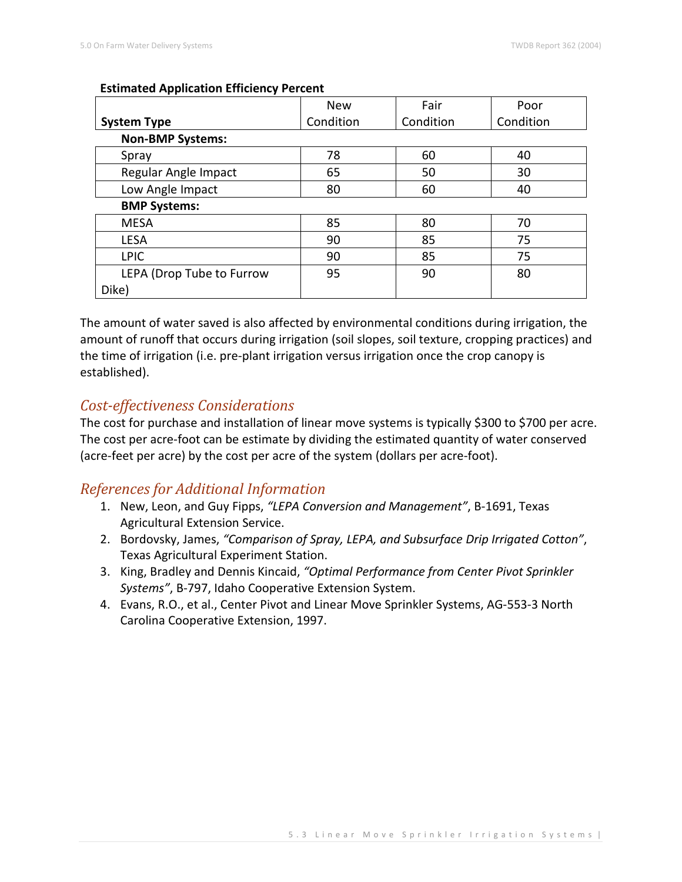**Estimated Application Efficiency Percent**

| System Type | New Condition | Fair Condition | Poor Condition |
|---|---|---|---|
| **Non-BMP Systems:** | | | |
| Spray | 78 | 60 | 40 |
| Regular Angle Impact | 65 | 50 | 30 |
| Low Angle Impact | 80 | 60 | 40 |
| **BMP Systems:** | | | |
| MESA | 85 | 80 | 70 |
| LESA | 90 | 85 | 75 |
| LPIC | 90 | 85 | 75 |
| LEPA (Drop Tube to Furrow Dike) | 95 | 90 | 80 |

The amount of water saved is also affected by environmental conditions during irrigation, the amount of runoff that occurs during irrigation (soil slopes, soil texture, cropping practices) and the time of irrigation (i.e. pre-plant irrigation versus irrigation once the crop canopy is established).

## *Cost-effectiveness Considerations*

The cost for purchase and installation of linear move systems is typically $300 to $700 per acre. The cost per acre-foot can be estimate by dividing the estimated quantity of water conserved (acre-feet per acre) by the cost per acre of the system (dollars per acre-foot).

## *References for Additional Information*

1. New, Leon, and Guy Fipps, *"LEPA Conversion and Management"*, B-1691, Texas Agricultural Extension Service.
2. Bordovsky, James, *"Comparison of Spray, LEPA, and Subsurface Drip Irrigated Cotton"*, Texas Agricultural Experiment Station.
3. King, Bradley and Dennis Kincaid, *"Optimal Performance from Center Pivot Sprinkler Systems"*, B-797, Idaho Cooperative Extension System.
4. Evans, R.O., et al., Center Pivot and Linear Move Sprinkler Systems, AG-553-3 North Carolina Cooperative Extension, 1997.